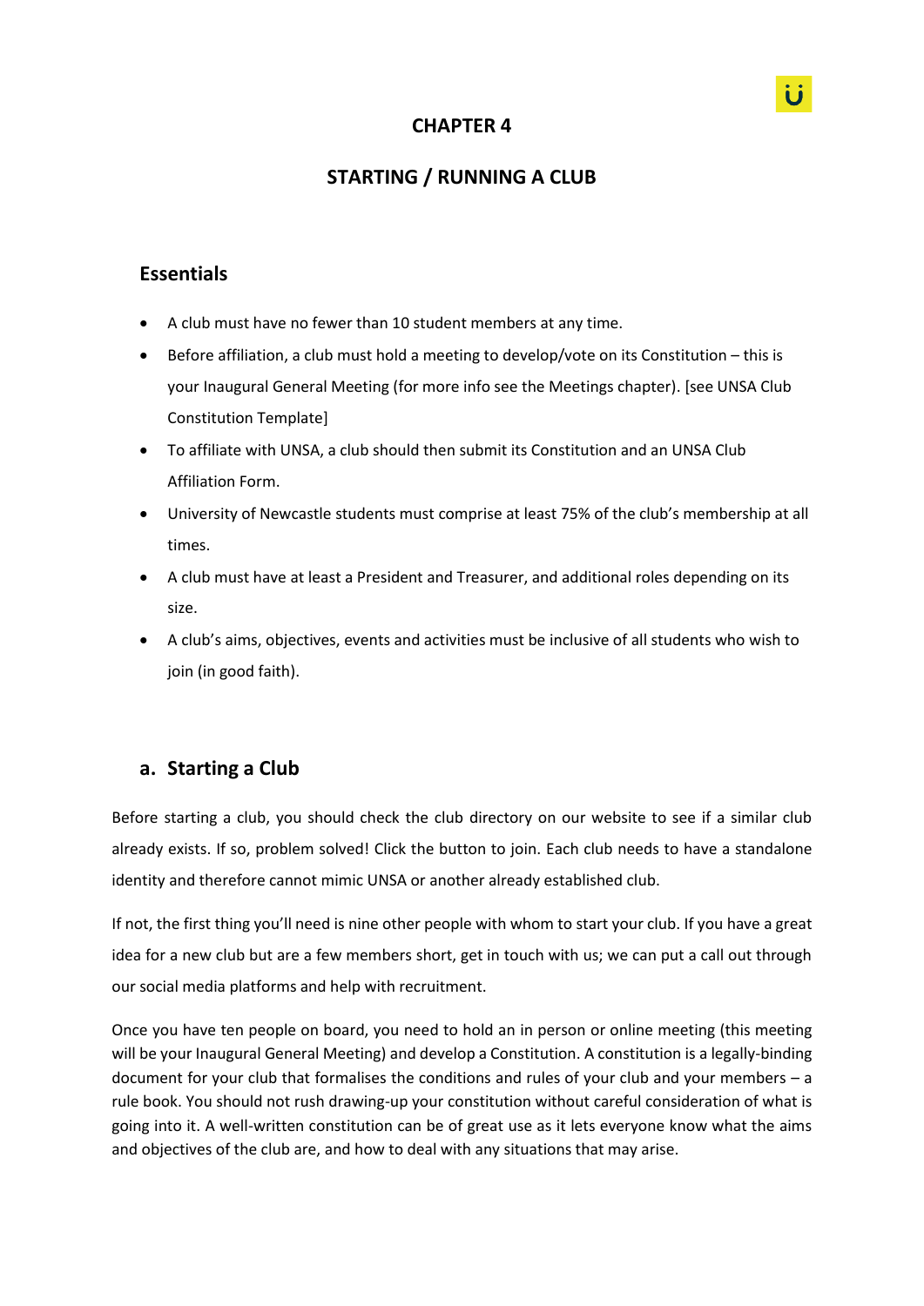# CHAPTER 4

# STARTING / RUNNING A CLUB

## Essentials

- A club must have no fewer than 10 student members at any time.
- Before affiliation, a club must hold a meeting to develop/vote on its Constitution – this is your Inaugural General Meeting (for more info see the Meetings chapter). [see UNSA Club Constitution Template]
- To affiliate with UNSA, a club should then submit its Constitution and an UNSA Club Affiliation Form.
- University of Newcastle students must comprise at least 75% of the club's membership at all times.
- A club must have at least a President and Treasurer, and additional roles depending on its size.
- A club's aims, objectives, events and activities must be inclusive of all students who wish to join (in good faith).

## a. Starting a Club

Before starting a club, you should check the club directory on our website to see if a similar club already exists. If so, problem solved! Click the button to join. Each club needs to have a standalone identity and therefore cannot mimic UNSA or another already established club.

If not, the first thing you'll need is nine other people with whom to start your club. If you have a great idea for a new club but are a few members short, get in touch with us; we can put a call out through our social media platforms and help with recruitment.

Once you have ten people on board, you need to hold an in person or online meeting (this meeting will be your Inaugural General Meeting) and develop a Constitution. A constitution is a legally-binding document for your club that formalises the conditions and rules of your club and your members – a rule book. You should not rush drawing-up your constitution without careful consideration of what is going into it. A well-written constitution can be of great use as it lets everyone know what the aims and objectives of the club are, and how to deal with any situations that may arise.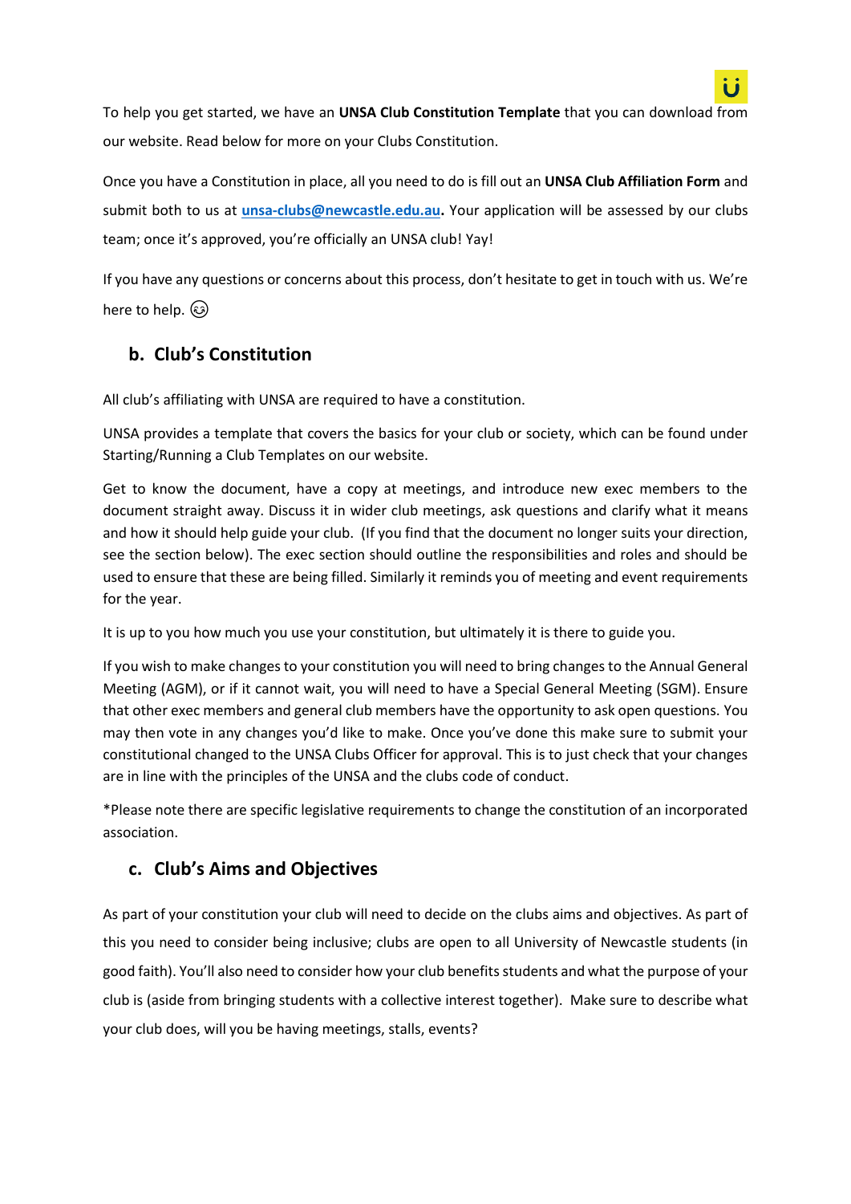To help you get started, we have an **UNSA Club Constitution Template** that you can download from our website. Read below for more on your Clubs Constitution.

Once you have a Constitution in place, all you need to do is fill out an **UNSA Club Affiliation Form** and submit both to us at **unsa-clubs@newcastle.edu.au.** Your application will be assessed by our clubs team; once it's approved, you're officially an UNSA club! Yay!

If you have any questions or concerns about this process, don't hesitate to get in touch with us. We're here to help. 😉

## b. Club's Constitution

All club's affiliating with UNSA are required to have a constitution.

UNSA provides a template that covers the basics for your club or society, which can be found under Starting/Running a Club Templates on our website.

Get to know the document, have a copy at meetings, and introduce new exec members to the document straight away. Discuss it in wider club meetings, ask questions and clarify what it means and how it should help guide your club. (If you find that the document no longer suits your direction, see the section below). The exec section should outline the responsibilities and roles and should be used to ensure that these are being filled. Similarly it reminds you of meeting and event requirements for the year.

It is up to you how much you use your constitution, but ultimately it is there to guide you.

If you wish to make changes to your constitution you will need to bring changes to the Annual General Meeting (AGM), or if it cannot wait, you will need to have a Special General Meeting (SGM). Ensure that other exec members and general club members have the opportunity to ask open questions. You may then vote in any changes you'd like to make. Once you've done this make sure to submit your constitutional changed to the UNSA Clubs Officer for approval. This is to just check that your changes are in line with the principles of the UNSA and the clubs code of conduct.

*Please note there are specific legislative requirements to change the constitution of an incorporated association.

## c. Club's Aims and Objectives

As part of your constitution your club will need to decide on the clubs aims and objectives. As part of this you need to consider being inclusive; clubs are open to all University of Newcastle students (in good faith). You'll also need to consider how your club benefits students and what the purpose of your club is (aside from bringing students with a collective interest together). Make sure to describe what your club does, will you be having meetings, stalls, events?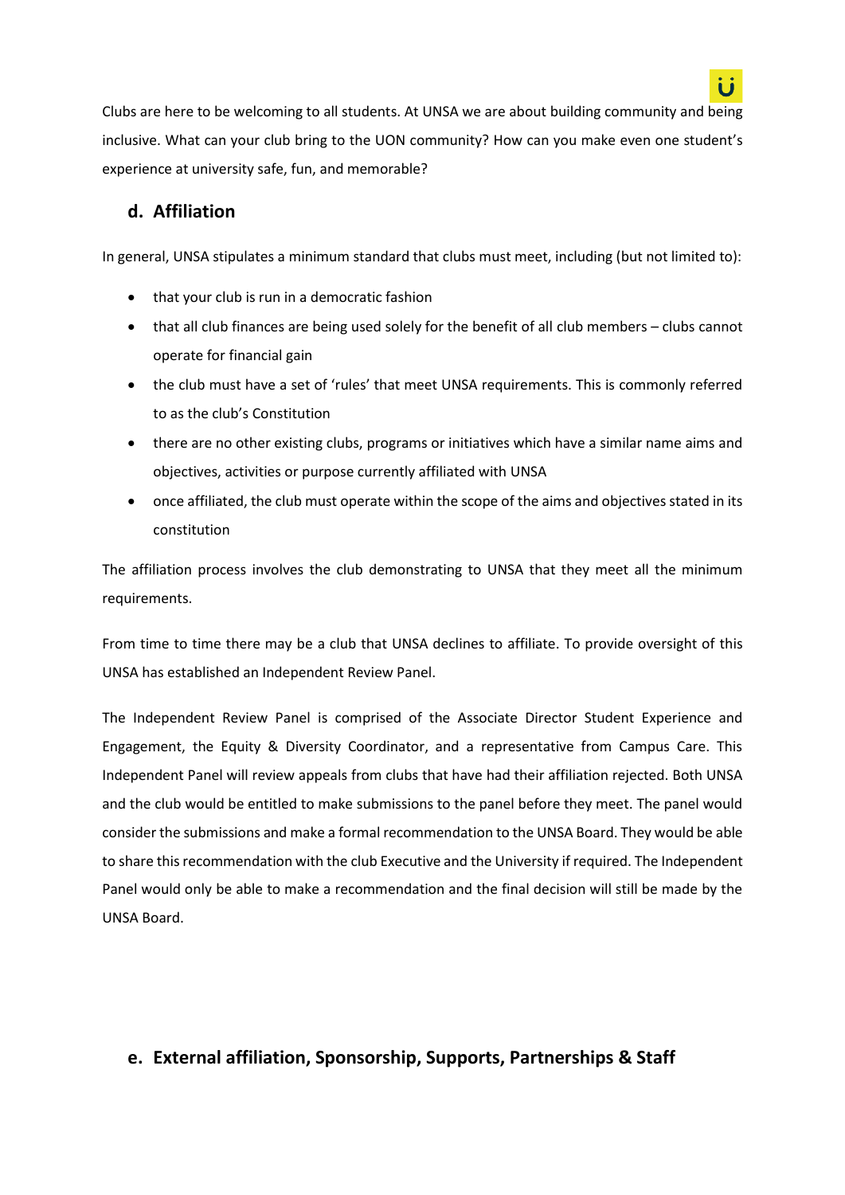Clubs are here to be welcoming to all students. At UNSA we are about building community and being inclusive. What can your club bring to the UON community? How can you make even one student's experience at university safe, fun, and memorable?

## d. Affiliation

In general, UNSA stipulates a minimum standard that clubs must meet, including (but not limited to):

- that your club is run in a democratic fashion
- that all club finances are being used solely for the benefit of all club members – clubs cannot operate for financial gain
- the club must have a set of 'rules' that meet UNSA requirements. This is commonly referred to as the club's Constitution
- there are no other existing clubs, programs or initiatives which have a similar name aims and objectives, activities or purpose currently affiliated with UNSA
- once affiliated, the club must operate within the scope of the aims and objectives stated in its constitution

The affiliation process involves the club demonstrating to UNSA that they meet all the minimum requirements.

From time to time there may be a club that UNSA declines to affiliate. To provide oversight of this UNSA has established an Independent Review Panel.

The Independent Review Panel is comprised of the Associate Director Student Experience and Engagement, the Equity & Diversity Coordinator, and a representative from Campus Care. This Independent Panel will review appeals from clubs that have had their affiliation rejected. Both UNSA and the club would be entitled to make submissions to the panel before they meet. The panel would consider the submissions and make a formal recommendation to the UNSA Board. They would be able to share this recommendation with the club Executive and the University if required. The Independent Panel would only be able to make a recommendation and the final decision will still be made by the UNSA Board.

## e. External affiliation, Sponsorship, Supports, Partnerships & Staff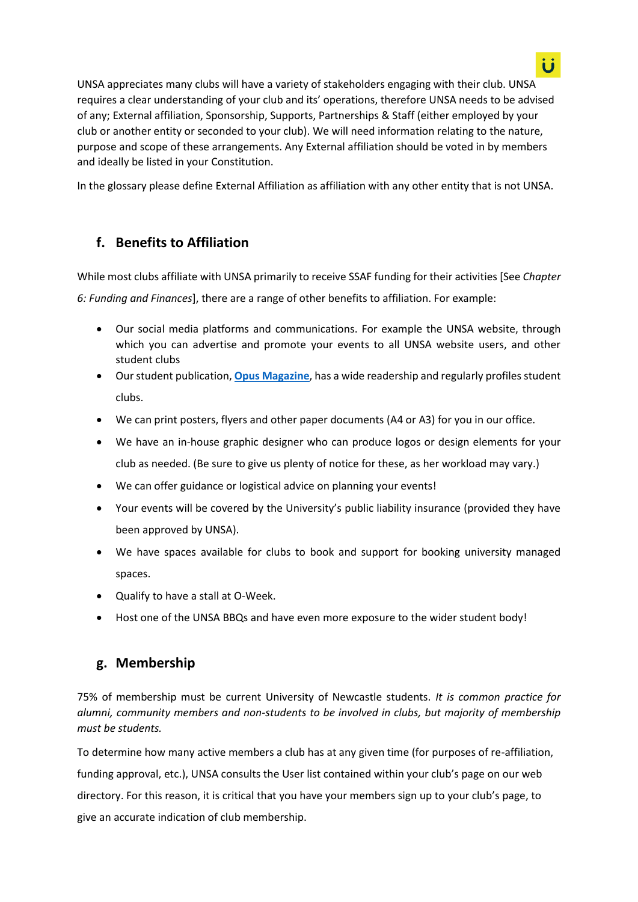UNSA appreciates many clubs will have a variety of stakeholders engaging with their club. UNSA requires a clear understanding of your club and its' operations, therefore UNSA needs to be advised of any; External affiliation, Sponsorship, Supports, Partnerships & Staff (either employed by your club or another entity or seconded to your club). We will need information relating to the nature, purpose and scope of these arrangements. Any External affiliation should be voted in by members and ideally be listed in your Constitution.

In the glossary please define External Affiliation as affiliation with any other entity that is not UNSA.

## f. Benefits to Affiliation

While most clubs affiliate with UNSA primarily to receive SSAF funding for their activities [See *Chapter 6: Funding and Finances*], there are a range of other benefits to affiliation. For example:

- Our social media platforms and communications. For example the UNSA website, through which you can advertise and promote your events to all UNSA website users, and other student clubs
- Our student publication, **Opus Magazine**, has a wide readership and regularly profiles student clubs.
- We can print posters, flyers and other paper documents (A4 or A3) for you in our office.
- We have an in-house graphic designer who can produce logos or design elements for your club as needed. (Be sure to give us plenty of notice for these, as her workload may vary.)
- We can offer guidance or logistical advice on planning your events!
- Your events will be covered by the University's public liability insurance (provided they have been approved by UNSA).
- We have spaces available for clubs to book and support for booking university managed spaces.
- Qualify to have a stall at O-Week.
- Host one of the UNSA BBQs and have even more exposure to the wider student body!

## g. Membership

75% of membership must be current University of Newcastle students. *It is common practice for alumni, community members and non-students to be involved in clubs, but majority of membership must be students.*

To determine how many active members a club has at any given time (for purposes of re-affiliation, funding approval, etc.), UNSA consults the User list contained within your club's page on our web directory. For this reason, it is critical that you have your members sign up to your club's page, to give an accurate indication of club membership.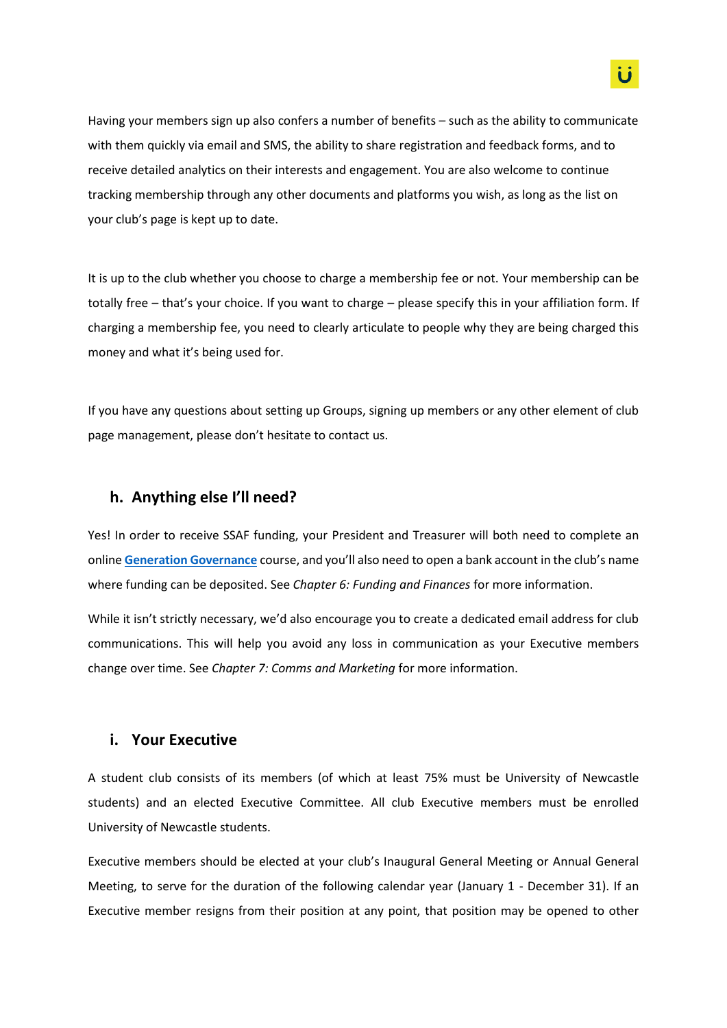Having your members sign up also confers a number of benefits – such as the ability to communicate with them quickly via email and SMS, the ability to share registration and feedback forms, and to receive detailed analytics on their interests and engagement. You are also welcome to continue tracking membership through any other documents and platforms you wish, as long as the list on your club's page is kept up to date.

It is up to the club whether you choose to charge a membership fee or not. Your membership can be totally free – that's your choice. If you want to charge – please specify this in your affiliation form. If charging a membership fee, you need to clearly articulate to people why they are being charged this money and what it's being used for.

If you have any questions about setting up Groups, signing up members or any other element of club page management, please don't hesitate to contact us.

## h. Anything else I'll need?

Yes! In order to receive SSAF funding, your President and Treasurer will both need to complete an online **Generation Governance** course, and you'll also need to open a bank account in the club's name where funding can be deposited. See *Chapter 6: Funding and Finances* for more information.

While it isn't strictly necessary, we'd also encourage you to create a dedicated email address for club communications. This will help you avoid any loss in communication as your Executive members change over time. See *Chapter 7: Comms and Marketing* for more information.

## i. Your Executive

A student club consists of its members (of which at least 75% must be University of Newcastle students) and an elected Executive Committee. All club Executive members must be enrolled University of Newcastle students.

Executive members should be elected at your club's Inaugural General Meeting or Annual General Meeting, to serve for the duration of the following calendar year (January 1 - December 31). If an Executive member resigns from their position at any point, that position may be opened to other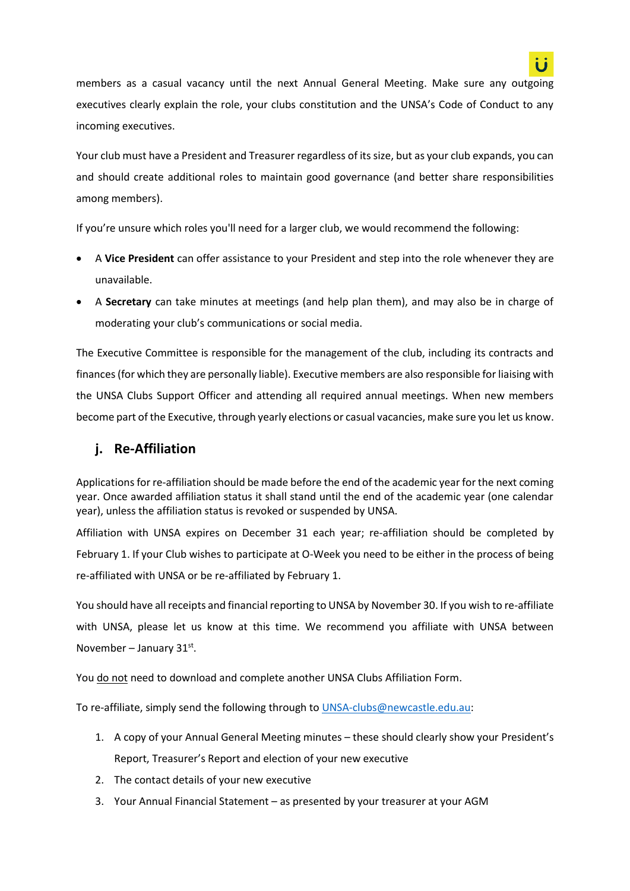members as a casual vacancy until the next Annual General Meeting. Make sure any outgoing executives clearly explain the role, your clubs constitution and the UNSA's Code of Conduct to any incoming executives.

Your club must have a President and Treasurer regardless of its size, but as your club expands, you can and should create additional roles to maintain good governance (and better share responsibilities among members).

If you're unsure which roles you'll need for a larger club, we would recommend the following:

- A **Vice President** can offer assistance to your President and step into the role whenever they are unavailable.
- A **Secretary** can take minutes at meetings (and help plan them), and may also be in charge of moderating your club's communications or social media.

The Executive Committee is responsible for the management of the club, including its contracts and finances (for which they are personally liable). Executive members are also responsible for liaising with the UNSA Clubs Support Officer and attending all required annual meetings. When new members become part of the Executive, through yearly elections or casual vacancies, make sure you let us know.

## j. Re-Affiliation

Applications for re-affiliation should be made before the end of the academic year for the next coming year. Once awarded affiliation status it shall stand until the end of the academic year (one calendar year), unless the affiliation status is revoked or suspended by UNSA.

Affiliation with UNSA expires on December 31 each year; re-affiliation should be completed by February 1. If your Club wishes to participate at O-Week you need to be either in the process of being re-affiliated with UNSA or be re-affiliated by February 1.

You should have all receipts and financial reporting to UNSA by November 30. If you wish to re-affiliate with UNSA, please let us know at this time. We recommend you affiliate with UNSA between November – January 31st.

You do not need to download and complete another UNSA Clubs Affiliation Form.

To re-affiliate, simply send the following through to UNSA-clubs@newcastle.edu.au:

1. A copy of your Annual General Meeting minutes – these should clearly show your President's Report, Treasurer's Report and election of your new executive
2. The contact details of your new executive
3. Your Annual Financial Statement – as presented by your treasurer at your AGM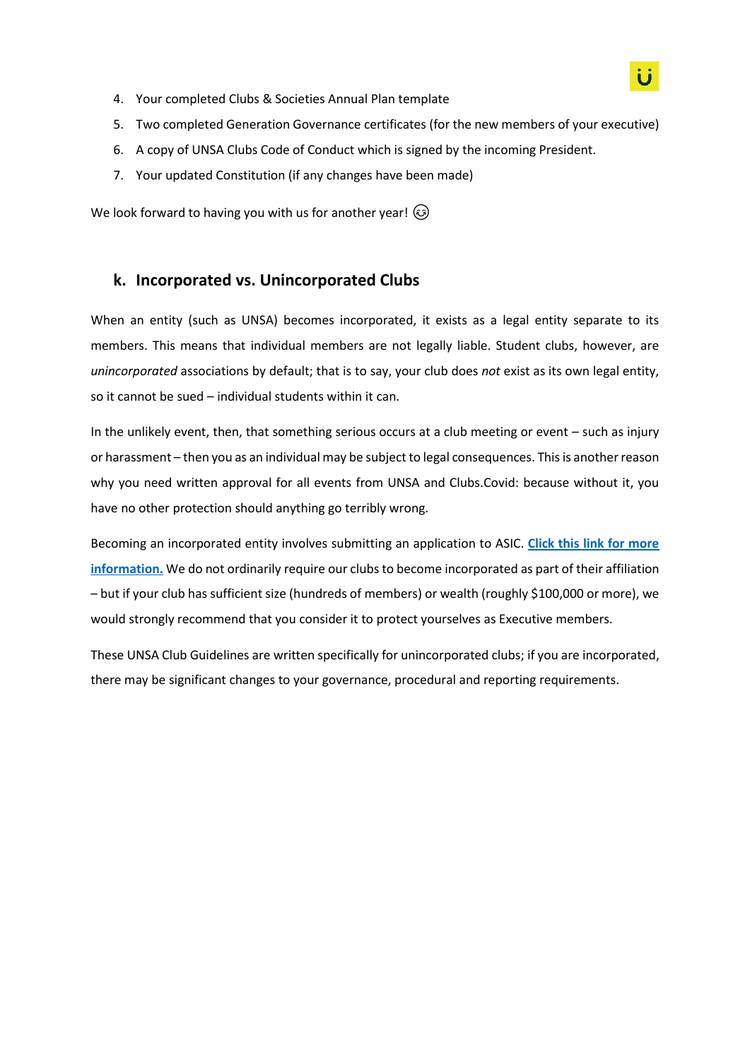4. Your completed Clubs & Societies Annual Plan template
5. Two completed Generation Governance certificates (for the new members of your executive)
6. A copy of UNSA Clubs Code of Conduct which is signed by the incoming President.
7. Your updated Constitution (if any changes have been made)

We look forward to having you with us for another year! 😉

## k. Incorporated vs. Unincorporated Clubs

When an entity (such as UNSA) becomes incorporated, it exists as a legal entity separate to its members. This means that individual members are not legally liable. Student clubs, however, are *unincorporated* associations by default; that is to say, your club does *not* exist as its own legal entity, so it cannot be sued – individual students within it can.

In the unlikely event, then, that something serious occurs at a club meeting or event – such as injury or harassment – then you as an individual may be subject to legal consequences. This is another reason why you need written approval for all events from UNSA and Clubs.Covid: because without it, you have no other protection should anything go terribly wrong.

Becoming an incorporated entity involves submitting an application to ASIC. **Click this link for more information.** We do not ordinarily require our clubs to become incorporated as part of their affiliation – but if your club has sufficient size (hundreds of members) or wealth (roughly $100,000 or more), we would strongly recommend that you consider it to protect yourselves as Executive members.

These UNSA Club Guidelines are written specifically for unincorporated clubs; if you are incorporated, there may be significant changes to your governance, procedural and reporting requirements.